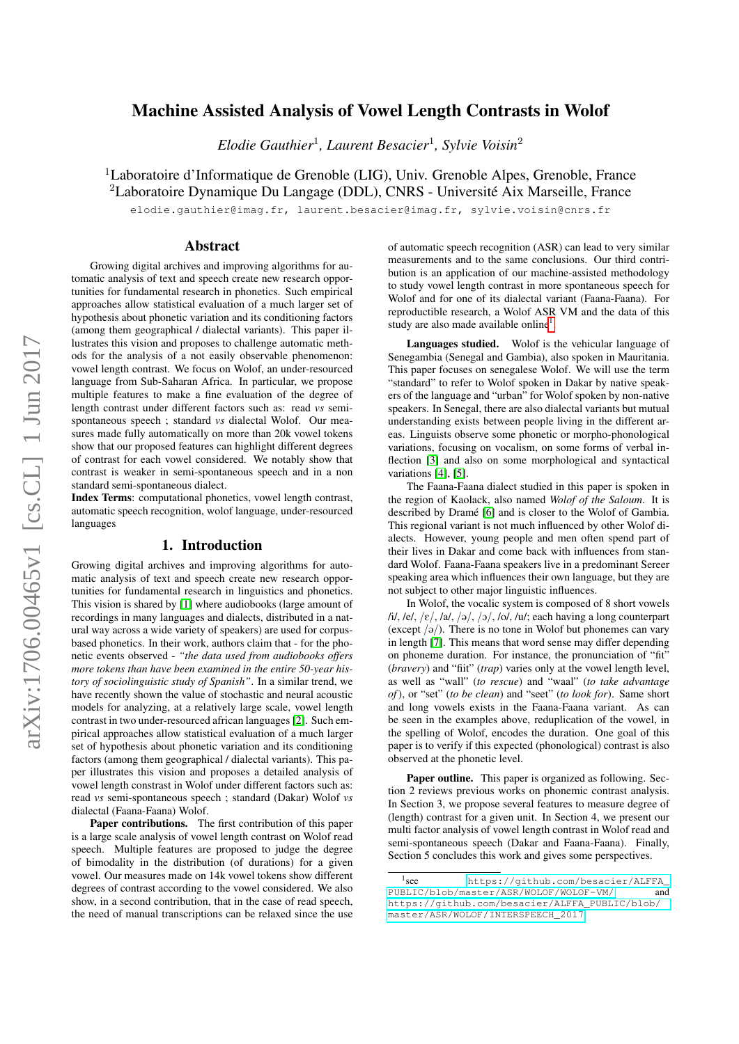# Machine Assisted Analysis of Vowel Length Contrasts in Wolof

*Elodie Gauthier*[1], *Laurent Besacier*[1], *Sylvie Voisin*[2]

[1]Laboratoire d'Informatique de Grenoble (LIG), Univ. Grenoble Alpes, Grenoble, France
[2]Laboratoire Dynamique Du Langage (DDL), CNRS - Université Aix Marseille, France

elodie.gauthier@imag.fr, laurent.besacier@imag.fr, sylvie.voisin@cnrs.fr

## Abstract

Growing digital archives and improving algorithms for automatic analysis of text and speech create new research opportunities for fundamental research in phonetics. Such empirical approaches allow statistical evaluation of a much larger set of hypothesis about phonetic variation and its conditioning factors (among them geographical / dialectal variants). This paper illustrates this vision and proposes to challenge automatic methods for the analysis of a not easily observable phenomenon: vowel length contrast. We focus on Wolof, an under-resourced language from Sub-Saharan Africa. In particular, we propose multiple features to make a fine evaluation of the degree of length contrast under different factors such as: read *vs* semi-spontaneous speech ; standard *vs* dialectal Wolof. Our measures made fully automatically on more than 20k vowel tokens show that our proposed features can highlight different degrees of contrast for each vowel considered. We notably show that contrast is weaker in semi-spontaneous speech and in a non standard semi-spontaneous dialect.

**Index Terms**: computational phonetics, vowel length contrast, automatic speech recognition, wolof language, under-resourced languages

## 1. Introduction

Growing digital archives and improving algorithms for automatic analysis of text and speech create new research opportunities for fundamental research in linguistics and phonetics. This vision is shared by [1] where audiobooks (large amount of recordings in many languages and dialects, distributed in a natural way across a wide variety of speakers) are used for corpus-based phonetics. In their work, authors claim that - for the phonetic events observed - *"the data used from audiobooks offers more tokens than have been examined in the entire 50-year history of sociolinguistic study of Spanish"*. In a similar trend, we have recently shown the value of stochastic and neural acoustic models for analyzing, at a relatively large scale, vowel length contrast in two under-resourced african languages [2]. Such empirical approaches allow statistical evaluation of a much larger set of hypothesis about phonetic variation and its conditioning factors (among them geographical / dialectal variants). This paper illustrates this vision and proposes a detailed analysis of vowel length constrast in Wolof under different factors such as: read *vs* semi-spontaneous speech ; standard (Dakar) Wolof *vs* dialectal (Faana-Faana) Wolof.

**Paper contributions.** The first contribution of this paper is a large scale analysis of vowel length contrast on Wolof read speech. Multiple features are proposed to judge the degree of bimodality in the distribution (of durations) for a given vowel. Our measures made on 14k vowel tokens show different degrees of contrast according to the vowel considered. We also show, in a second contribution, that in the case of read speech, the need of manual transcriptions can be relaxed since the use of automatic speech recognition (ASR) can lead to very similar measurements and to the same conclusions. Our third contribution is an application of our machine-assisted methodology to study vowel length contrast in more spontaneous speech for Wolof and for one of its dialectal variant (Faana-Faana). For reproductible research, a Wolof ASR VM and the data of this study are also made available online[1].

**Languages studied.** Wolof is the vehicular language of Senegambia (Senegal and Gambia), also spoken in Mauritania. This paper focuses on senegalese Wolof. We will use the term "standard" to refer to Wolof spoken in Dakar by native speakers of the language and "urban" for Wolof spoken by non-native speakers. In Senegal, there are also dialectal variants but mutual understanding exists between people living in the different areas. Linguists observe some phonetic or morpho-phonological variations, focusing on vocalism, on some forms of verbal inflection [3] and also on some morphological and syntactical variations [4], [5].

The Faana-Faana dialect studied in this paper is spoken in the region of Kaolack, also named *Wolof of the Saloum*. It is described by Dramé [6] and is closer to the Wolof of Gambia. This regional variant is not much influenced by other Wolof dialects. However, young people and men often spend part of their lives in Dakar and come back with influences from standard Wolof. Faana-Faana speakers live in a predominant Sereer speaking area which influences their own language, but they are not subject to other major linguistic influences.

In Wolof, the vocalic system is composed of 8 short vowels /i/, /e/, /ɛ/, /a/, /ə/, /ɔ/, /o/, /u/; each having a long counterpart (except /ə/). There is no tone in Wolof but phonemes can vary in length [7]. This means that word sense may differ depending on phoneme duration. For instance, the pronunciation of "fit" (*bravery*) and "fiit" (*trap*) varies only at the vowel length level, as well as "wall" (*to rescue*) and "waal" (*to take advantage of*), or "set" (*to be clean*) and "seet" (*to look for*). Same short and long vowels exists in the Faana-Faana variant. As can be seen in the examples above, reduplication of the vowel, in the spelling of Wolof, encodes the duration. One goal of this paper is to verify if this expected (phonological) contrast is also observed at the phonetic level.

**Paper outline.** This paper is organized as following. Section 2 reviews previous works on phonemic contrast analysis. In Section 3, we propose several features to measure degree of (length) contrast for a given unit. In Section 4, we present our multi factor analysis of vowel length contrast in Wolof read and semi-spontaneous speech (Dakar and Faana-Faana). Finally, Section 5 concludes this work and gives some perspectives.

[1]see https://github.com/besacier/ALFFA_PUBLIC/blob/master/ASR/WOLOF/WOLOF-VM/ and https://github.com/besacier/ALFFA_PUBLIC/blob/master/ASR/WOLOF/INTERSPEECH_2017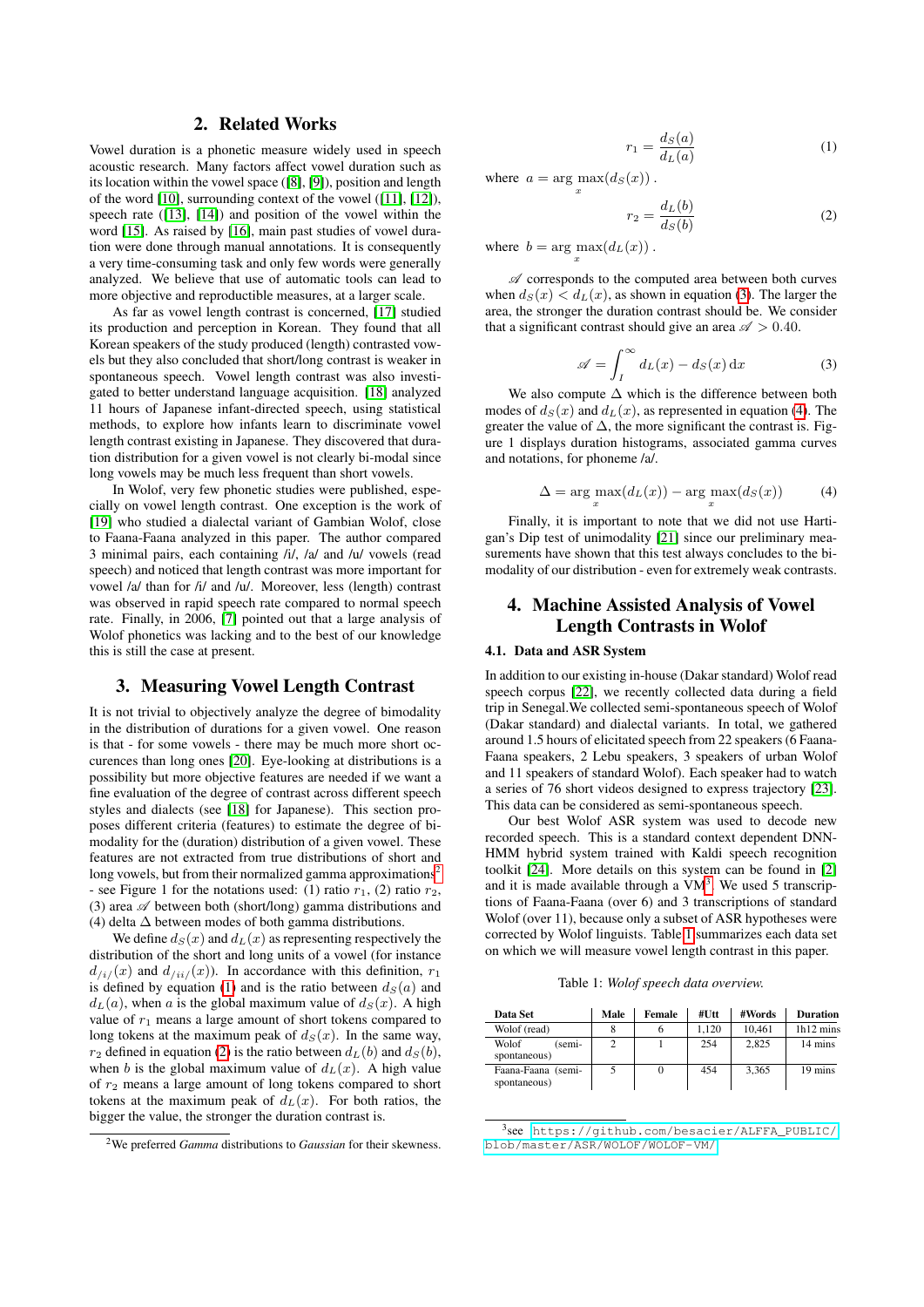## 2. Related Works

Vowel duration is a phonetic measure widely used in speech acoustic research. Many factors affect vowel duration such as its location within the vowel space ([8], [9]), position and length of the word [10], surrounding context of the vowel ([11], [12]), speech rate ([13], [14]) and position of the vowel within the word [15]. As raised by [16], main past studies of vowel duration were done through manual annotations. It is consequently a very time-consuming task and only few words were generally analyzed. We believe that use of automatic tools can lead to more objective and reproductible measures, at a larger scale.

As far as vowel length contrast is concerned, [17] studied its production and perception in Korean. They found that all Korean speakers of the study produced (length) contrasted vowels but they also concluded that short/long contrast is weaker in spontaneous speech. Vowel length contrast was also investigated to better understand language acquisition. [18] analyzed 11 hours of Japanese infant-directed speech, using statistical methods, to explore how infants learn to discriminate vowel length contrast existing in Japanese. They discovered that duration distribution for a given vowel is not clearly bi-modal since long vowels may be much less frequent than short vowels.

In Wolof, very few phonetic studies were published, especially on vowel length contrast. One exception is the work of [19] who studied a dialectal variant of Gambian Wolof, close to Faana-Faana analyzed in this paper. The author compared 3 minimal pairs, each containing /i/, /a/ and /u/ vowels (read speech) and noticed that length contrast was more important for vowel /a/ than for /i/ and /u/. Moreover, less (length) contrast was observed in rapid speech rate compared to normal speech rate. Finally, in 2006, [7] pointed out that a large analysis of Wolof phonetics was lacking and to the best of our knowledge this is still the case at present.

## 3. Measuring Vowel Length Contrast

It is not trivial to objectively analyze the degree of bimodality in the distribution of durations for a given vowel. One reason is that - for some vowels - there may be much more short occurences than long ones [20]. Eye-looking at distributions is a possibility but more objective features are needed if we want a fine evaluation of the degree of contrast across different speech styles and dialects (see [18] for Japanese). This section proposes different criteria (features) to estimate the degree of bimodality for the (duration) distribution of a given vowel. These features are not extracted from true distributions of short and long vowels, but from their normalized gamma approximations[2] - see Figure 1 for the notations used: (1) ratio $r_1$, (2) ratio $r_2$, (3) area $\mathscr{A}$ between both (short/long) gamma distributions and (4) delta $\Delta$ between modes of both gamma distributions.

We define $d_S(x)$ and $d_L(x)$ as representing respectively the distribution of the short and long units of a vowel (for instance $d_{/i/}(x)$ and $d_{/ii/}(x)$). In accordance with this definition, $r_1$ is defined by equation (1) and is the ratio between $d_S(a)$ and $d_L(a)$, when $a$ is the global maximum value of $d_S(x)$. A high value of $r_1$ means a large amount of short tokens compared to long tokens at the maximum peak of $d_S(x)$. In the same way, $r_2$ defined in equation (2) is the ratio between $d_L(b)$ and $d_S(b)$, when $b$ is the global maximum value of $d_L(x)$. A high value of $r_2$ means a large amount of long tokens compared to short tokens at the maximum peak of $d_L(x)$. For both ratios, the bigger the value, the stronger the duration contrast is.

$$r_1 = \frac{d_S(a)}{d_L(a)} \tag{1}$$

where $a = \arg\max_x(d_S(x))$ .

$$r_2 = \frac{d_L(b)}{d_S(b)} \tag{2}$$

where $b = \arg\max_x(d_L(x))$ .

$\mathscr{A}$ corresponds to the computed area between both curves when $d_S(x) < d_L(x)$, as shown in equation (3). The larger the area, the stronger the duration contrast should be. We consider that a significant contrast should give an area $\mathscr{A} > 0.40$.

$$\mathscr{A} = \int_I^\infty d_L(x) - d_S(x)\,\mathrm{d}x \tag{3}$$

We also compute $\Delta$ which is the difference between both modes of $d_S(x)$ and $d_L(x)$, as represented in equation (4). The greater the value of $\Delta$, the more significant the contrast is. Figure 1 displays duration histograms, associated gamma curves and notations, for phoneme /a/.

$$\Delta = \arg\max_x(d_L(x)) - \arg\max_x(d_S(x)) \tag{4}$$

Finally, it is important to note that we did not use Hartigan's Dip test of unimodality [21] since our preliminary measurements have shown that this test always concludes to the bimodality of our distribution - even for extremely weak contrasts.

## 4. Machine Assisted Analysis of Vowel Length Contrasts in Wolof

### 4.1. Data and ASR System

In addition to our existing in-house (Dakar standard) Wolof read speech corpus [22], we recently collected data during a field trip in Senegal. We collected semi-spontaneous speech of Wolof (Dakar standard) and dialectal variants. In total, we gathered around 1.5 hours of elicitated speech from 22 speakers (6 Faana-Faana speakers, 2 Lebu speakers, 3 speakers of urban Wolof and 11 speakers of standard Wolof). Each speaker had to watch a series of 76 short videos designed to express trajectory [23]. This data can be considered as semi-spontaneous speech.

Our best Wolof ASR system was used to decode new recorded speech. This is a standard context dependent DNN-HMM hybrid system trained with Kaldi speech recognition toolkit [24]. More details on this system can be found in [2] and it is made available through a VM[3]. We used 5 transcriptions of Faana-Faana (over 6) and 3 transcriptions of standard Wolof (over 11), because only a subset of ASR hypotheses were corrected by Wolof linguists. Table 1 summarizes each data set on which we will measure vowel length contrast in this paper.

Table 1: *Wolof speech data overview.*

| Data Set | Male | Female | #Utt | #Words | Duration |
|---|---|---|---|---|---|
| Wolof (read) | 8 | 6 | 1,120 | 10,461 | 1h12 mins |
| Wolof (semi-spontaneous) | 2 | 1 | 254 | 2,825 | 14 mins |
| Faana-Faana (semi-spontaneous) | 5 | 0 | 454 | 3,365 | 19 mins |

[2] We preferred *Gamma* distributions to *Gaussian* for their skewness.

[3] see https://github.com/besacier/ALFFA_PUBLIC/blob/master/ASR/WOLOF/WOLOF-VM/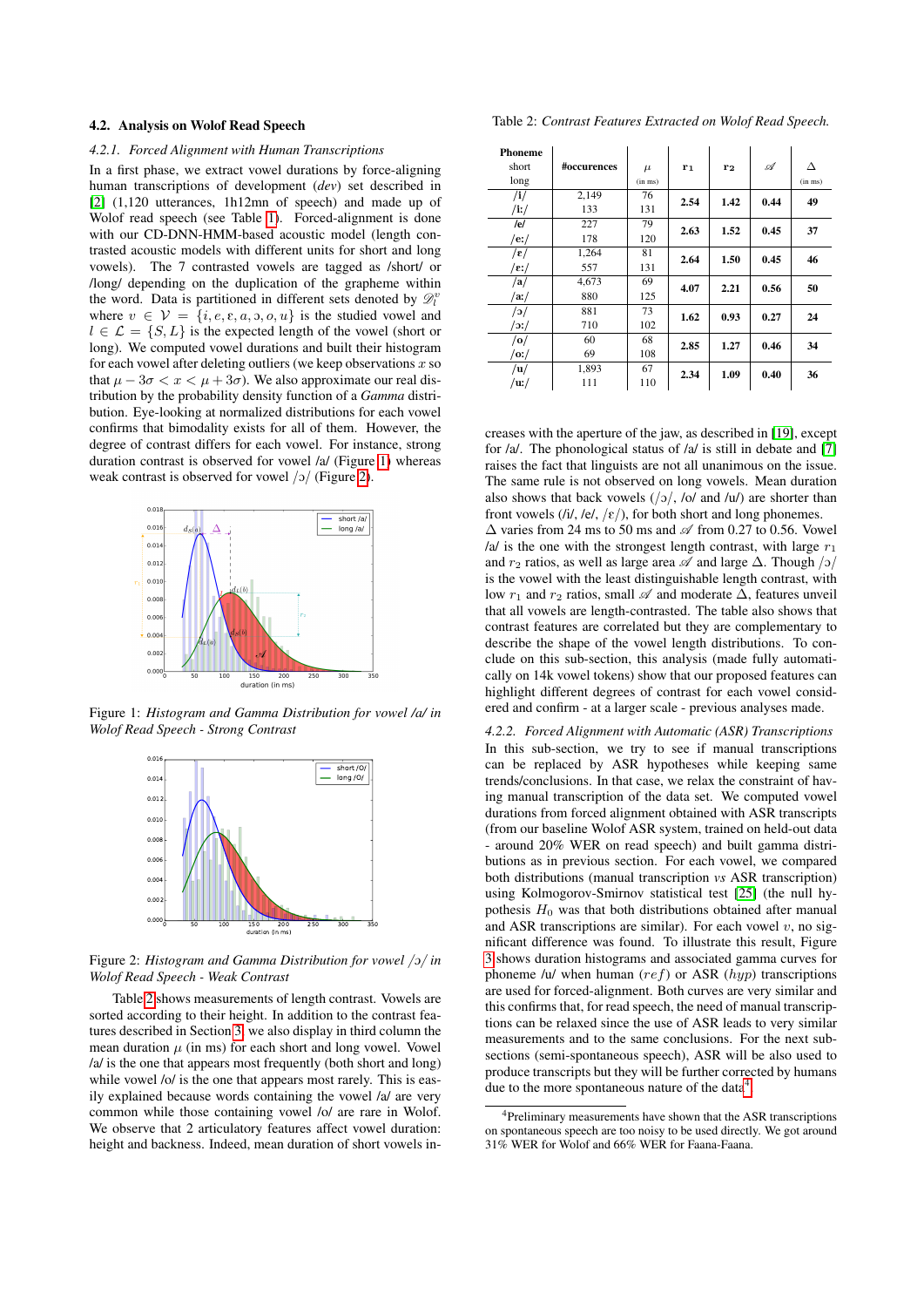### 4.2. Analysis on Wolof Read Speech

#### 4.2.1. Forced Alignment with Human Transcriptions

In a first phase, we extract vowel durations by force-aligning human transcriptions of development (*dev*) set described in [2] (1,120 utterances, 1h12mn of speech) and made up of Wolof read speech (see Table 1). Forced-alignment is done with our CD-DNN-HMM-based acoustic model (length contrasted acoustic models with different units for short and long vowels). The 7 contrasted vowels are tagged as /short/ or /long/ depending on the duplication of the grapheme within the word. Data is partitioned in different sets denoted by $\mathscr{D}_l^v$ where $v \in \mathcal{V} = \{i, e, \varepsilon, a, ɔ, o, u\}$ is the studied vowel and $l \in \mathcal{L} = \{S, L\}$ is the expected length of the vowel (short or long). We computed vowel durations and built their histogram for each vowel after deleting outliers (we keep observations $x$ so that $\mu - 3\sigma < x < \mu + 3\sigma$). We also approximate our real distribution by the probability density function of a *Gamma* distribution. Eye-looking at normalized distributions for each vowel confirms that bimodality exists for all of them. However, the degree of contrast differs for each vowel. For instance, strong duration contrast is observed for vowel /a/ (Figure 1) whereas weak contrast is observed for vowel /ɔ/ (Figure 2).

Figure 1: *Histogram and Gamma Distribution for vowel /a/ in Wolof Read Speech - Strong Contrast*

Figure 2: *Histogram and Gamma Distribution for vowel /ɔ/ in Wolof Read Speech - Weak Contrast*

Table 2 shows measurements of length contrast. Vowels are sorted according to their height. In addition to the contrast features described in Section 3, we also display in third column the mean duration $\mu$ (in ms) for each short and long vowel. Vowel /a/ is the one that appears most frequently (both short and long) while vowel /o/ is the one that appears most rarely. This is easily explained because words containing the vowel /a/ are very common while those containing vowel /o/ are rare in Wolof. We observe that 2 articulatory features affect vowel duration: height and backness. Indeed, mean duration of short vowels increases with the aperture of the jaw, as described in [19], except for /a/. The phonological status of /a/ is still in debate and [7] raises the fact that linguists are not all unanimous on the issue. The same rule is not observed on long vowels. Mean duration also shows that back vowels (/ɔ/, /o/ and /u/) are shorter than front vowels (/i/, /e/, /ɛ/), for both short and long phonemes. $\Delta$ varies from 24 ms to 50 ms and $\mathscr{A}$ from 0.27 to 0.56. Vowel /a/ is the one with the strongest length contrast, with large $r_1$ and $r_2$ ratios, as well as large area $\mathscr{A}$ and large $\Delta$. Though /ɔ/ is the vowel with the least distinguishable length contrast, with low $r_1$ and $r_2$ ratios, small $\mathscr{A}$ and moderate $\Delta$, features unveil that all vowels are length-contrasted. The table also shows that contrast features are correlated but they are complementary to describe the shape of the vowel length distributions. To conclude on this sub-section, this analysis (made fully automatically on 14k vowel tokens) show that our proposed features can highlight different degrees of contrast for each vowel considered and confirm - at a larger scale - previous analyses made.

Table 2: *Contrast Features Extracted on Wolof Read Speech.*

| Phoneme short / long | #occurences | $\mu$ (in ms) | $r_1$ | $r_2$ | $\mathscr{A}$ | $\Delta$ (in ms) |
|---|---|---|---|---|---|---|
| /i/ | 2,149 | 76 | **2.54** | **1.42** | **0.44** | **49** |
| /iː/ | 133 | 131 | | | | |
| /e/ | 227 | 79 | **2.63** | **1.52** | **0.45** | **37** |
| /eː/ | 178 | 120 | | | | |
| /ɛ/ | 1,264 | 81 | **2.64** | **1.50** | **0.45** | **46** |
| /ɛː/ | 557 | 131 | | | | |
| /a/ | 4,673 | 69 | **4.07** | **2.21** | **0.56** | **50** |
| /aː/ | 880 | 125 | | | | |
| /ɔ/ | 881 | 73 | **1.62** | **0.93** | **0.27** | **24** |
| /ɔː/ | 710 | 102 | | | | |
| /o/ | 60 | 68 | **2.85** | **1.27** | **0.46** | **34** |
| /oː/ | 69 | 108 | | | | |
| /u/ | 1,893 | 67 | **2.34** | **1.09** | **0.40** | **36** |
| /uː/ | 111 | 110 | | | | |

#### 4.2.2. Forced Alignment with Automatic (ASR) Transcriptions

In this sub-section, we try to see if manual transcriptions can be replaced by ASR hypotheses while keeping same trends/conclusions. In that case, we relax the constraint of having manual transcription of the data set. We computed vowel durations from forced alignment obtained with ASR transcripts (from our baseline Wolof ASR system, trained on held-out data - around 20% WER on read speech) and built gamma distributions as in previous section. For each vowel, we compared both distributions (manual transcription *vs* ASR transcription) using Kolmogorov-Smirnov statistical test [25] (the null hypothesis $H_0$ was that both distributions obtained after manual and ASR transcriptions are similar). For each vowel $v$, no significant difference was found. To illustrate this result, Figure 3 shows duration histograms and associated gamma curves for phoneme /u/ when human ($ref$) or ASR ($hyp$) transcriptions are used for forced-alignment. Both curves are very similar and this confirms that, for read speech, the need of manual transcriptions can be relaxed since the use of ASR leads to very similar measurements and to the same conclusions. For the next sub-sections (semi-spontaneous speech), ASR will be also used to produce transcripts but they will be further corrected by humans due to the more spontaneous nature of the data[4].

[4] Preliminary measurements have shown that the ASR transcriptions on spontaneous speech are too noisy to be used directly. We got around 31% WER for Wolof and 66% WER for Faana-Faana.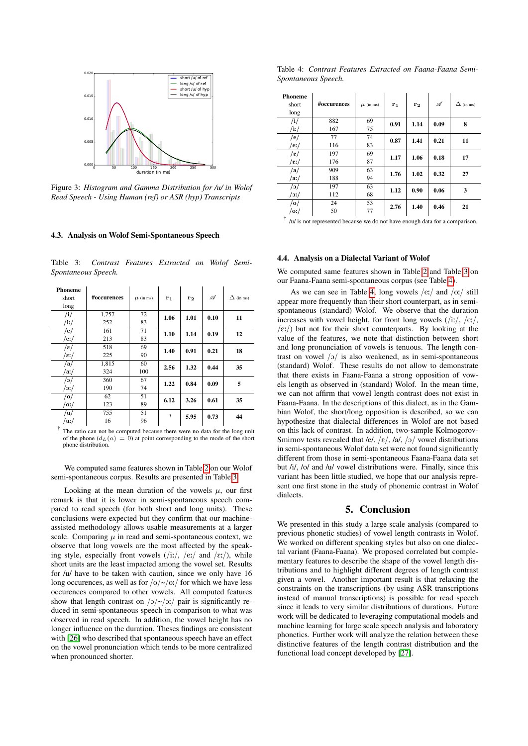Figure 3: *Histogram and Gamma Distribution for /u/ in Wolof Read Speech - Using Human (ref) or ASR (hyp) Transcripts*

### 4.3. Analysis on Wolof Semi-Spontaneous Speech

Table 3: *Contrast Features Extracted on Wolof Semi-Spontaneous Speech.*

| Phoneme short long | #occurences | $\mu$ (in ms) | $\mathbf{r_1}$ | $\mathbf{r_2}$ | $\mathscr{A}$ | $\Delta$ (in ms) |
|---|---|---|---|---|---|---|
| /i/ <br> /iː/ | 1,757 <br> 252 | 72 <br> 83 | **1.06** | **1.01** | **0.10** | **11** |
| /e/ <br> /eː/ | 161 <br> 213 | 71 <br> 83 | **1.10** | **1.14** | **0.19** | **12** |
| /ɛ/ <br> /ɛː/ | 518 <br> 225 | 69 <br> 90 | **1.40** | **0.91** | **0.21** | **18** |
| /a/ <br> /aː/ | 1,815 <br> 324 | 60 <br> 100 | **2.56** | **1.32** | **0.44** | **35** |
| /ɔ/ <br> /ɔː/ | 360 <br> 190 | 67 <br> 74 | **1.22** | **0.84** | **0.09** | **5** |
| /o/ <br> /oː/ | 62 <br> 123 | 51 <br> 89 | **6.12** | **3.26** | **0.61** | **35** |
| /u/ <br> /uː/ | 755 <br> 16 | 51 <br> 96 | † | **5.95** | **0.73** | **44** |

† The ratio can not be computed because there were no data for the long unit of the phone ($d_L(a) = 0$) at point corresponding to the mode of the short phone distribution.

We computed same features shown in Table 2 on our Wolof semi-spontaneous corpus. Results are presented in Table 3.

Looking at the mean duration of the vowels $\mu$, our first remark is that it is lower in semi-spontaneous speech compared to read speech (for both short and long units). These conclusions were expected but they confirm that our machine-assisted methodology allows usable measurements at a larger scale. Comparing $\mu$ in read and semi-spontaneous context, we observe that long vowels are the most affected by the speaking style, especially front vowels (/iː/, /eː/ and /ɛː/), while short units are the least impacted among the vowel set. Results for /u/ have to be taken with caution, since we only have 16 long occurences, as well as for /o/∼/oː/ for which we have less occurences compared to other vowels. All computed features show that length contrast on /ɔ/∼/ɔː/ pair is significantly reduced in semi-spontaneous speech in comparison to what was observed in read speech. In addition, the vowel height has no longer influence on the duration. Theses findings are consistent with [26] who described that spontaneous speech have an effect on the vowel pronunciation which tends to be more centralized when pronounced shorter.

Table 4: *Contrast Features Extracted on Faana-Faana Semi-Spontaneous Speech.*

| Phoneme short long | #occurences | $\mu$ (in ms) | $\mathbf{r_1}$ | $\mathbf{r_2}$ | $\mathscr{A}$ | $\Delta$ (in ms) |
|---|---|---|---|---|---|---|
| /i/ <br> /iː/ | 882 <br> 167 | 69 <br> 75 | **0.91** | **1.14** | **0.09** | **8** |
| /e/ <br> /eː/ | 77 <br> 116 | 74 <br> 83 | **0.87** | **1.41** | **0.21** | **11** |
| /ɛ/ <br> /ɛː/ | 197 <br> 176 | 69 <br> 87 | **1.17** | **1.06** | **0.18** | **17** |
| /a/ <br> /aː/ | 909 <br> 188 | 63 <br> 94 | **1.76** | **1.02** | **0.32** | **27** |
| /ɔ/ <br> /ɔː/ | 197 <br> 112 | 63 <br> 68 | **1.12** | **0.90** | **0.06** | **3** |
| /o/ <br> /oː/ | 24 <br> 50 | 53 <br> 77 | **2.76** | **1.40** | **0.46** | **21** |

† /u/ is not represented because we do not have enough data for a comparison.

### 4.4. Analysis on a Dialectal Variant of Wolof

We computed same features shown in Table 2 and Table 3 on our Faana-Faana semi-spontaneous corpus (see Table 4).

As we can see in Table 4, long vowels /eː/ and /oː/ still appear more frequently than their short counterpart, as in semi-spontaneous (standard) Wolof. We observe that the duration increases with vowel height, for front long vowels (/iː/, /eː/, /ɛː/) but not for their short counterparts. By looking at the value of the features, we note that distinction between short and long pronunciation of vowels is tenuous. The length contrast on vowel /ɔ/ is also weakened, as in semi-spontaneous (standard) Wolof. These results do not allow to demonstrate that there exists in Faana-Faana a strong opposition of vowels length as observed in (standard) Wolof. In the mean time, we can not affirm that vowel length contrast does not exist in Faana-Faana. In the descriptions of this dialect, as in the Gambian Wolof, the short/long opposition is described, so we can hypothesize that dialectal differences in Wolof are not based on this lack of contrast. In addition, two-sample Kolmogorov-Smirnov tests revealed that /e/, /ɛ/, /a/, /ɔ/ vowel distributions in semi-spontaneous Wolof data set were not found significantly different from those in semi-spontaneous Faana-Faana data set but /i/, /o/ and /u/ vowel distributions were. Finally, since this variant has been little studied, we hope that our analysis represent one first stone in the study of phonemic contrast in Wolof dialects.

## 5. Conclusion

We presented in this study a large scale analysis (compared to previous phonetic studies) of vowel length contrasts in Wolof. We worked on different speaking styles but also on one dialectal variant (Faana-Faana). We proposed correlated but complementary features to describe the shape of the vowel length distributions and to highlight different degrees of length contrast given a vowel. Another important result is that relaxing the constraints on the transcriptions (by using ASR transcriptions instead of manual transcriptions) is possible for read speech since it leads to very similar distributions of durations. Future work will be dedicated to leveraging computational models and machine learning for large scale speech analysis and laboratory phonetics. Further work will analyze the relation between these distinctive features of the length contrast distribution and the functional load concept developed by [27].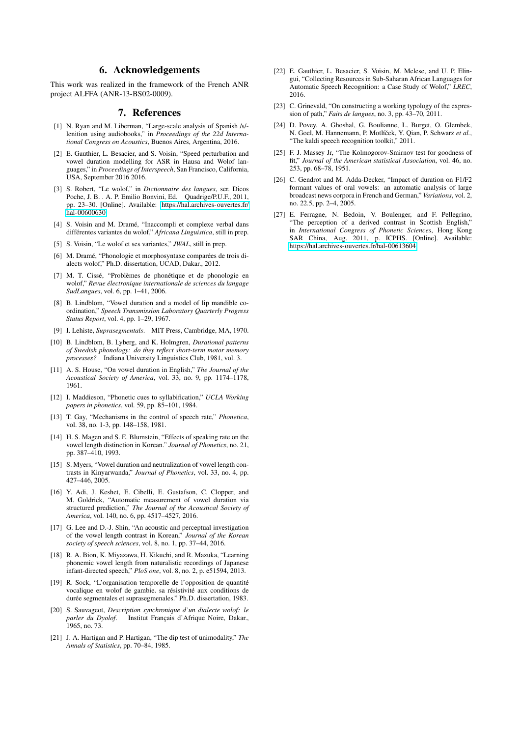## 6. Acknowledgements

This work was realized in the framework of the French ANR project ALFFA (ANR-13-BS02-0009).

## 7. References

[1] N. Ryan and M. Liberman, "Large-scale analysis of Spanish /s/-lenition using audiobooks," in *Proceedings of the 22d International Congress on Acoustics*, Buenos Aires, Argentina, 2016.

[2] E. Gauthier, L. Besacier, and S. Voisin, "Speed perturbation and vowel duration modelling for ASR in Hausa and Wolof languages," in *Proceedings of Interspeech*, San Francisco, California, USA, September 2016 2016.

[3] S. Robert, "Le wolof," in *Dictionnaire des langues*, ser. Dicos Poche, J. B. . A. P. Emilio Bonvini, Ed. Quadrige/P.U.F., 2011, pp. 23–30. [Online]. Available: https://hal.archives-ouvertes.fr/hal-00600630

[4] S. Voisin and M. Dramé, "Inaccompli et complexe verbal dans différentes variantes du wolof," *Africana Linguistica*, still in prep.

[5] S. Voisin, "Le wolof et ses variantes," *JWAL*, still in prep.

[6] M. Dramé, "Phonologie et morphosyntaxe comparées de trois dialects wolof," Ph.D. dissertation, UCAD, Dakar., 2012.

[7] M. T. Cissé, "Problèmes de phonétique et de phonologie en wolof," *Revue électronique internationale de sciences du langage SudLangues*, vol. 6, pp. 1–41, 2006.

[8] B. Lindblom, "Vowel duration and a model of lip mandible coordination," *Speech Transmission Laboratory Quarterly Progress Status Report*, vol. 4, pp. 1–29, 1967.

[9] I. Lehiste, *Suprasegmentals*. MIT Press, Cambridge, MA, 1970.

[10] B. Lindblom, B. Lyberg, and K. Holmgren, *Durational patterns of Swedish phonology: do they reflect short-term motor memory processes?* Indiana University Linguistics Club, 1981, vol. 3.

[11] A. S. House, "On vowel duration in English," *The Journal of the Acoustical Society of America*, vol. 33, no. 9, pp. 1174–1178, 1961.

[12] I. Maddieson, "Phonetic cues to syllabification," *UCLA Working papers in phonetics*, vol. 59, pp. 85–101, 1984.

[13] T. Gay, "Mechanisms in the control of speech rate," *Phonetica*, vol. 38, no. 1-3, pp. 148–158, 1981.

[14] H. S. Magen and S. E. Blumstein, "Effects of speaking rate on the vowel length distinction in Korean." *Journal of Phonetics*, no. 21, pp. 387–410, 1993.

[15] S. Myers, "Vowel duration and neutralization of vowel length contrasts in Kinyarwanda," *Journal of Phonetics*, vol. 33, no. 4, pp. 427–446, 2005.

[16] Y. Adi, J. Keshet, E. Cibelli, E. Gustafson, C. Clopper, and M. Goldrick, "Automatic measurement of vowel duration via structured prediction," *The Journal of the Acoustical Society of America*, vol. 140, no. 6, pp. 4517–4527, 2016.

[17] G. Lee and D.-J. Shin, "An acoustic and perceptual investigation of the vowel length contrast in Korean," *Journal of the Korean society of speech sciences*, vol. 8, no. 1, pp. 37–44, 2016.

[18] R. A. Bion, K. Miyazawa, H. Kikuchi, and R. Mazuka, "Learning phonemic vowel length from naturalistic recordings of Japanese infant-directed speech," *PloS one*, vol. 8, no. 2, p. e51594, 2013.

[19] R. Sock, "L'organisation temporelle de l'opposition de quantité vocalique en wolof de gambie. sa résistivité aux conditions de durée segmentales et suprasegmenales." Ph.D. dissertation, 1983.

[20] S. Sauvageot, *Description synchronique d'un dialecte wolof: le parler du Dyolof*. Institut Français d'Afrique Noire, Dakar., 1965, no. 73.

[21] J. A. Hartigan and P. Hartigan, "The dip test of unimodality," *The Annals of Statistics*, pp. 70–84, 1985.

[22] E. Gauthier, L. Besacier, S. Voisin, M. Melese, and U. P. Elingui, "Collecting Resources in Sub-Saharan African Languages for Automatic Speech Recognition: a Case Study of Wolof," *LREC*, 2016.

[23] C. Grinevald, "On constructing a working typology of the expression of path," *Faits de langues*, no. 3, pp. 43–70, 2011.

[24] D. Povey, A. Ghoshal, G. Boulianne, L. Burget, O. Glembek, N. Goel, M. Hannemann, P. Motlíček, Y. Qian, P. Schwarz *et al.*, "The kaldi speech recognition toolkit," 2011.

[25] F. J. Massey Jr, "The Kolmogorov-Smirnov test for goodness of fit," *Journal of the American statistical Association*, vol. 46, no. 253, pp. 68–78, 1951.

[26] C. Gendrot and M. Adda-Decker, "Impact of duration on F1/F2 formant values of oral vowels: an automatic analysis of large broadcast news corpora in French and German," *Variations*, vol. 2, no. 22.5, pp. 2–4, 2005.

[27] E. Ferragne, N. Bedoin, V. Boulenger, and F. Pellegrino, "The perception of a derived contrast in Scottish English," in *International Congress of Phonetic Sciences*, Hong Kong SAR China, Aug. 2011, p. ICPHS. [Online]. Available: https://hal.archives-ouvertes.fr/hal-00613604